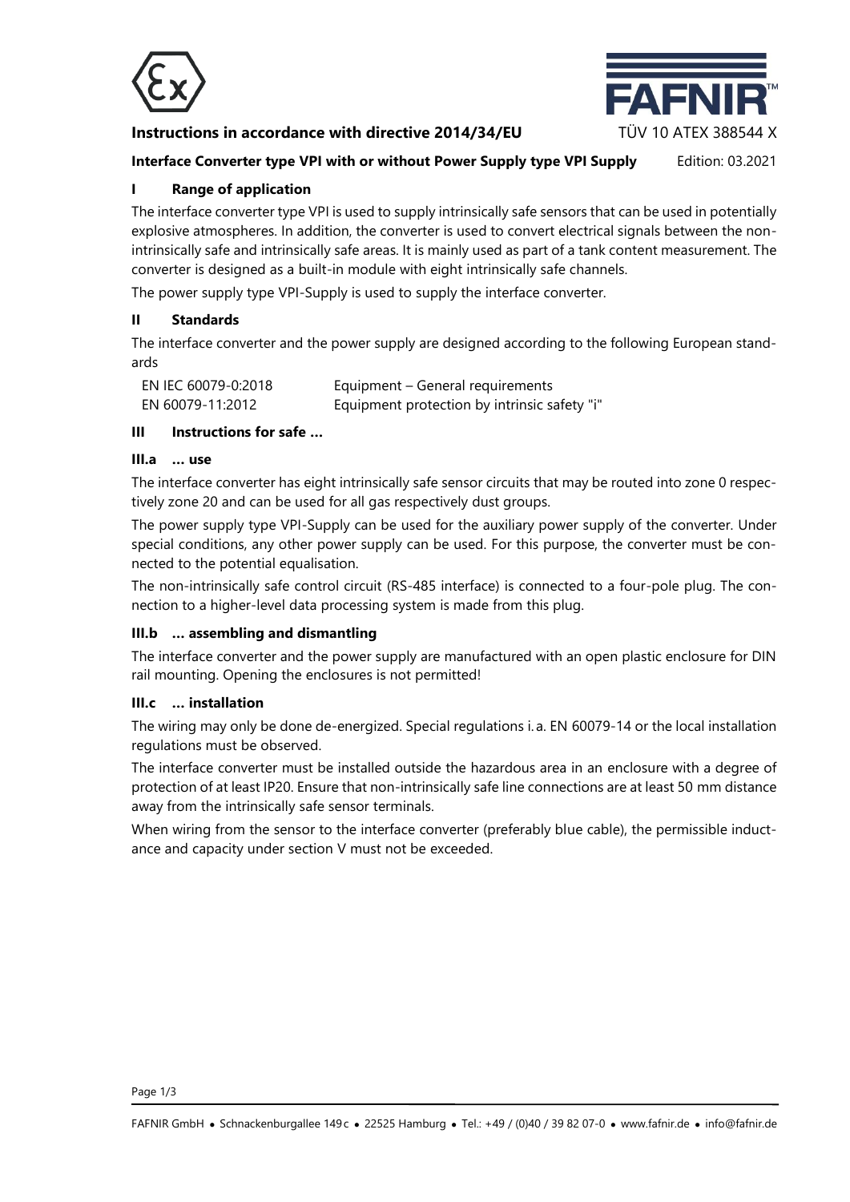**Instructions in accordance with directive 2014/34/EU** TÜV 10 ATEX 388544 X

**Interface Converter type VPI with or without Power Supply type VPI Supply** Edition: 03.2021

## I Range of application

The interface converter type VPI is used to supply intrinsically safe sensors that can be used in potentially explosive atmospheres. In addition, the converter is used to convert electrical signals between the non-intrinsically safe and intrinsically safe areas. It is mainly used as part of a tank content measurement. The converter is designed as a built-in module with eight intrinsically safe channels.

The power supply type VPI-Supply is used to supply the interface converter.

## II Standards

The interface converter and the power supply are designed according to the following European standards

| | |
|---|---|
| EN IEC 60079-0:2018 | Equipment – General requirements |
| EN 60079-11:2012 | Equipment protection by intrinsic safety "i" |

## III Instructions for safe …

### III.a … use

The interface converter has eight intrinsically safe sensor circuits that may be routed into zone 0 respectively zone 20 and can be used for all gas respectively dust groups.

The power supply type VPI-Supply can be used for the auxiliary power supply of the converter. Under special conditions, any other power supply can be used. For this purpose, the converter must be connected to the potential equalisation.

The non-intrinsically safe control circuit (RS-485 interface) is connected to a four-pole plug. The connection to a higher-level data processing system is made from this plug.

### III.b … assembling and dismantling

The interface converter and the power supply are manufactured with an open plastic enclosure for DIN rail mounting. Opening the enclosures is not permitted!

### III.c … installation

The wiring may only be done de-energized. Special regulations i. a. EN 60079-14 or the local installation regulations must be observed.

The interface converter must be installed outside the hazardous area in an enclosure with a degree of protection of at least IP20. Ensure that non-intrinsically safe line connections are at least 50 mm distance away from the intrinsically safe sensor terminals.

When wiring from the sensor to the interface converter (preferably blue cable), the permissible inductance and capacity under section V must not be exceeded.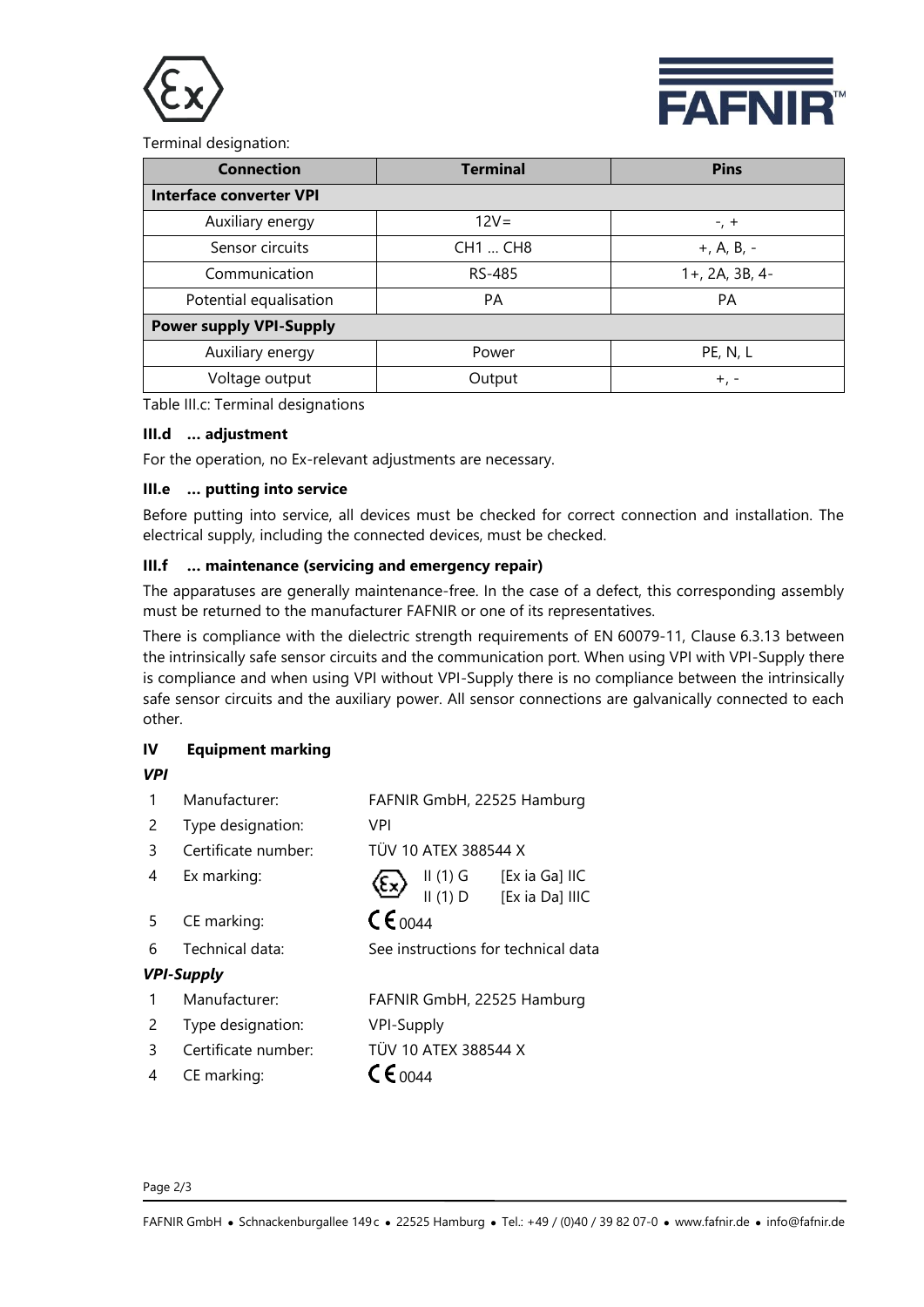Terminal designation:

| Connection | Terminal | Pins |
|---|---|---|
| **Interface converter VPI** | | |
| Auxiliary energy | 12V= | -, + |
| Sensor circuits | CH1 … CH8 | +, A, B, - |
| Communication | RS-485 | 1+, 2A, 3B, 4- |
| Potential equalisation | PA | PA |
| **Power supply VPI-Supply** | | |
| Auxiliary energy | Power | PE, N, L |
| Voltage output | Output | +, - |

Table III.c: Terminal designations

### III.d … adjustment

For the operation, no Ex-relevant adjustments are necessary.

### III.e … putting into service

Before putting into service, all devices must be checked for correct connection and installation. The electrical supply, including the connected devices, must be checked.

### III.f … maintenance (servicing and emergency repair)

The apparatuses are generally maintenance-free. In the case of a defect, this corresponding assembly must be returned to the manufacturer FAFNIR or one of its representatives.

There is compliance with the dielectric strength requirements of EN 60079-11, Clause 6.3.13 between the intrinsically safe sensor circuits and the communication port. When using VPI with VPI-Supply there is compliance and when using VPI without VPI-Supply there is no compliance between the intrinsically safe sensor circuits and the auxiliary power. All sensor connections are galvanically connected to each other.

## IV Equipment marking

***VPI***

1. Manufacturer: FAFNIR GmbH, 22525 Hamburg
2. Type designation: VPI
3. Certificate number: TÜV 10 ATEX 388544 X
4. Ex marking: Ex II (1) G [Ex ia Ga] IIC
   II (1) D [Ex ia Da] IIIC
5. CE marking: CE 0044
6. Technical data: See instructions for technical data

***VPI-Supply***

1. Manufacturer: FAFNIR GmbH, 22525 Hamburg
2. Type designation: VPI-Supply
3. Certificate number: TÜV 10 ATEX 388544 X
4. CE marking: CE 0044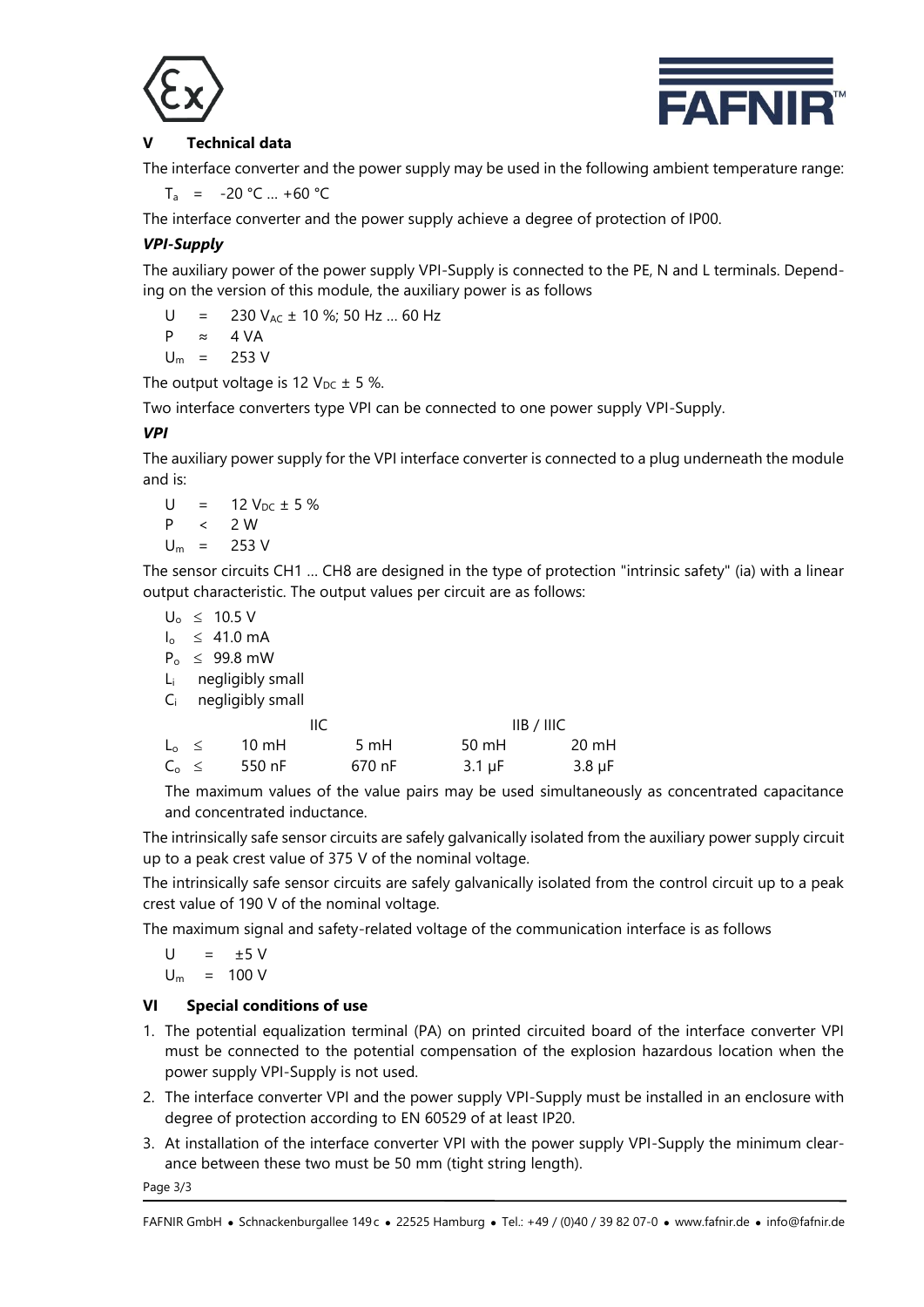## V Technical data

The interface converter and the power supply may be used in the following ambient temperature range:

$T_a$ = -20 °C … +60 °C

The interface converter and the power supply achieve a degree of protection of IP00.

### *VPI-Supply*

The auxiliary power of the power supply VPI-Supply is connected to the PE, N and L terminals. Depending on the version of this module, the auxiliary power is as follows

$U$ = 230 $V_{AC}$ ± 10 %; 50 Hz … 60 Hz
$P$ ≈ 4 VA
$U_m$ = 253 V

The output voltage is 12 $V_{DC}$ ± 5 %.

Two interface converters type VPI can be connected to one power supply VPI-Supply.

### *VPI*

The auxiliary power supply for the VPI interface converter is connected to a plug underneath the module and is:

$U$ = 12 $V_{DC}$ ± 5 %
$P$ < 2 W
$U_m$ = 253 V

The sensor circuits CH1 … CH8 are designed in the type of protection "intrinsic safety" (ia) with a linear output characteristic. The output values per circuit are as follows:

$U_o$ ≤ 10.5 V
$I_o$ ≤ 41.0 mA
$P_o$ ≤ 99.8 mW
$L_i$ negligibly small
$C_i$ negligibly small

| | IIC | | IIB / IIIC | |
|---|---|---|---|---|
| $L_o$ ≤ | 10 mH | 5 mH | 50 mH | 20 mH |
| $C_o$ ≤ | 550 nF | 670 nF | 3.1 µF | 3.8 µF |

The maximum values of the value pairs may be used simultaneously as concentrated capacitance and concentrated inductance.

The intrinsically safe sensor circuits are safely galvanically isolated from the auxiliary power supply circuit up to a peak crest value of 375 V of the nominal voltage.

The intrinsically safe sensor circuits are safely galvanically isolated from the control circuit up to a peak crest value of 190 V of the nominal voltage.

The maximum signal and safety-related voltage of the communication interface is as follows

$U$ = ±5 V
$U_m$ = 100 V

## VI Special conditions of use

1. The potential equalization terminal (PA) on printed circuited board of the interface converter VPI must be connected to the potential compensation of the explosion hazardous location when the power supply VPI-Supply is not used.
2. The interface converter VPI and the power supply VPI-Supply must be installed in an enclosure with degree of protection according to EN 60529 of at least IP20.
3. At installation of the interface converter VPI with the power supply VPI-Supply the minimum clearance between these two must be 50 mm (tight string length).